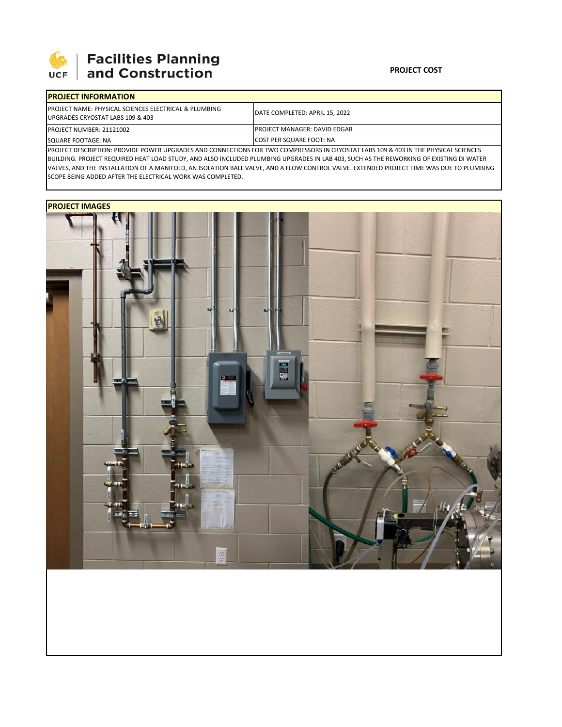Facilities Planning and Construction

UCF

**PROJECT COST**

## PROJECT INFORMATION

| | |
|---|---|
| PROJECT NAME: PHYSICAL SCIENCES ELECTRICAL & PLUMBING UPGRADES CRYOSTAT LABS 109 & 403 | DATE COMPLETED: APRIL 15, 2022 |
| PROJECT NUMBER: 21121002 | PROJECT MANAGER: DAVID EDGAR |
| SQUARE FOOTAGE: NA | COST PER SQUARE FOOT: NA |

PROJECT DESCRIPTION: PROVIDE POWER UPGRADES AND CONNECTIONS FOR TWO COMPRESSORS IN CRYOSTAT LABS 109 & 403 IN THE PHYSICAL SCIENCES BUILDING. PROJECT REQUIRED HEAT LOAD STUDY, AND ALSO INCLUDED PLUMBING UPGRADES IN LAB 403, SUCH AS THE REWORKING OF EXISTING DI WATER VALVES, AND THE INSTALLATION OF A MANIFOLD, AN ISOLATION BALL VALVE, AND A FLOW CONTROL VALVE. EXTENDED PROJECT TIME WAS DUE TO PLUMBING SCOPE BEING ADDED AFTER THE ELECTRICAL WORK WAS COMPLETED.

## PROJECT IMAGES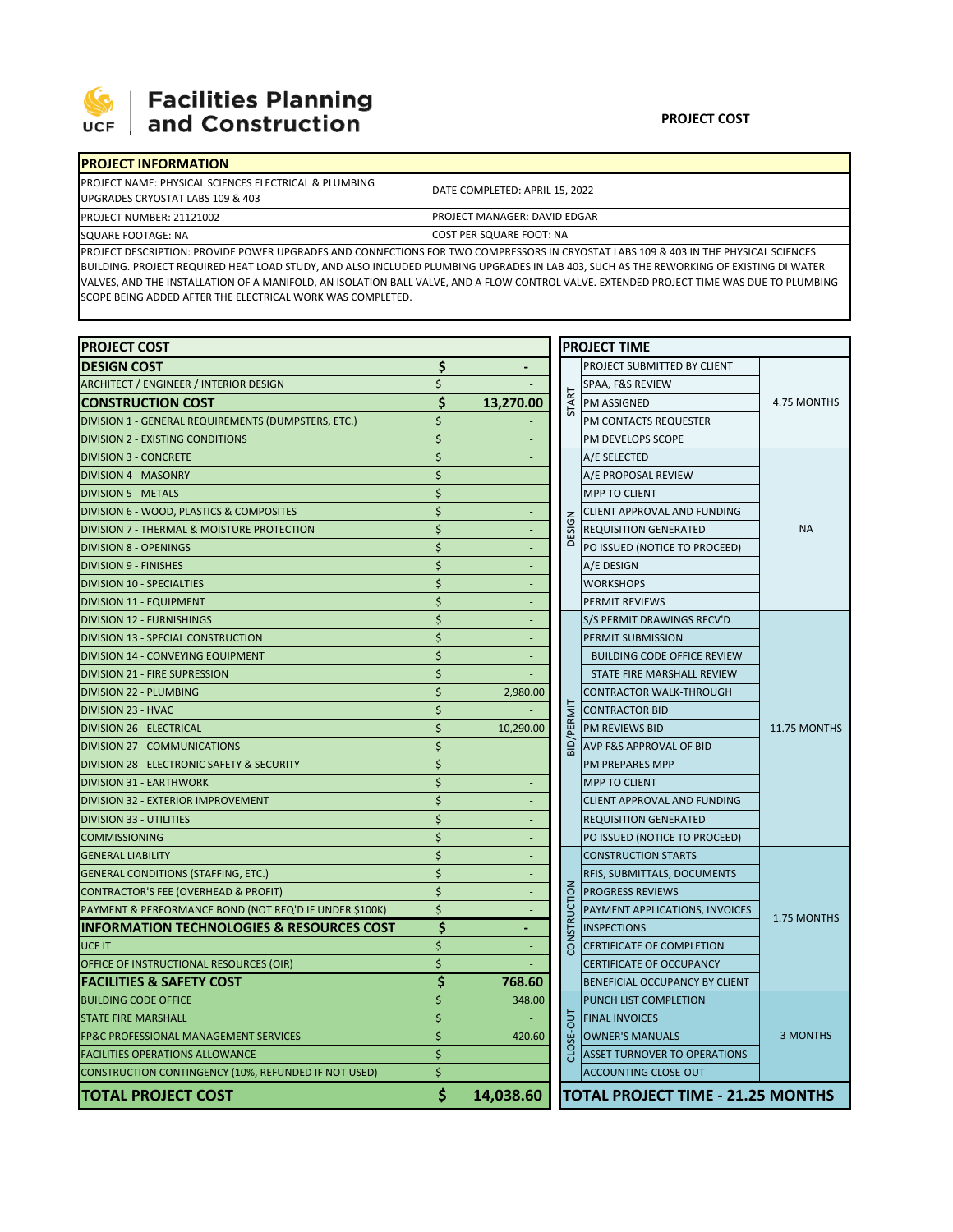**Facilities Planning and Construction**

UCF

**PROJECT COST**

| PROJECT INFORMATION | |
|---|---|
| PROJECT NAME: PHYSICAL SCIENCES ELECTRICAL & PLUMBING UPGRADES CRYOSTAT LABS 109 & 403 | DATE COMPLETED: APRIL 15, 2022 |
| PROJECT NUMBER: 21121002 | PROJECT MANAGER: DAVID EDGAR |
| SQUARE FOOTAGE: NA | COST PER SQUARE FOOT: NA |

PROJECT DESCRIPTION: PROVIDE POWER UPGRADES AND CONNECTIONS FOR TWO COMPRESSORS IN CRYOSTAT LABS 109 & 403 IN THE PHYSICAL SCIENCES BUILDING. PROJECT REQUIRED HEAT LOAD STUDY, AND ALSO INCLUDED PLUMBING UPGRADES IN LAB 403, SUCH AS THE REWORKING OF EXISTING DI WATER VALVES, AND THE INSTALLATION OF A MANIFOLD, AN ISOLATION BALL VALVE, AND A FLOW CONTROL VALVE. EXTENDED PROJECT TIME WAS DUE TO PLUMBING SCOPE BEING ADDED AFTER THE ELECTRICAL WORK WAS COMPLETED.

| PROJECT COST | |
|---|---|
| **DESIGN COST** | **$ -** |
| ARCHITECT / ENGINEER / INTERIOR DESIGN | $ - |
| **CONSTRUCTION COST** | **$ 13,270.00** |
| DIVISION 1 - GENERAL REQUIREMENTS (DUMPSTERS, ETC.) | $ - |
| DIVISION 2 - EXISTING CONDITIONS | $ - |
| DIVISION 3 - CONCRETE | $ - |
| DIVISION 4 - MASONRY | $ - |
| DIVISION 5 - METALS | $ - |
| DIVISION 6 - WOOD, PLASTICS & COMPOSITES | $ - |
| DIVISION 7 - THERMAL & MOISTURE PROTECTION | $ - |
| DIVISION 8 - OPENINGS | $ - |
| DIVISION 9 - FINISHES | $ - |
| DIVISION 10 - SPECIALTIES | $ - |
| DIVISION 11 - EQUIPMENT | $ - |
| DIVISION 12 - FURNISHINGS | $ - |
| DIVISION 13 - SPECIAL CONSTRUCTION | $ - |
| DIVISION 14 - CONVEYING EQUIPMENT | $ - |
| DIVISION 21 - FIRE SUPRESSION | $ - |
| DIVISION 22 - PLUMBING | $ 2,980.00 |
| DIVISION 23 - HVAC | $ - |
| DIVISION 26 - ELECTRICAL | $ 10,290.00 |
| DIVISION 27 - COMMUNICATIONS | $ - |
| DIVISION 28 - ELECTRONIC SAFETY & SECURITY | $ - |
| DIVISION 31 - EARTHWORK | $ - |
| DIVISION 32 - EXTERIOR IMPROVEMENT | $ - |
| DIVISION 33 - UTILITIES | $ - |
| COMMISSIONING | $ - |
| GENERAL LIABILITY | $ - |
| GENERAL CONDITIONS (STAFFING, ETC.) | $ - |
| CONTRACTOR'S FEE (OVERHEAD & PROFIT) | $ - |
| PAYMENT & PERFORMANCE BOND (NOT REQ'D IF UNDER $100K) | $ - |
| **INFORMATION TECHNOLOGIES & RESOURCES COST** | **$ -** |
| UCF IT | $ - |
| OFFICE OF INSTRUCTIONAL RESOURCES (OIR) | $ - |
| **FACILITIES & SAFETY COST** | **$ 768.60** |
| BUILDING CODE OFFICE | $ 348.00 |
| STATE FIRE MARSHALL | $ - |
| FP&C PROFESSIONAL MANAGEMENT SERVICES | $ 420.60 |
| FACILITIES OPERATIONS ALLOWANCE | $ - |
| CONSTRUCTION CONTINGENCY (10%, REFUNDED IF NOT USED) | $ - |
| **TOTAL PROJECT COST** | **$ 14,038.60** |

| PROJECT TIME | | |
|---|---|---|
| START | PROJECT SUBMITTED BY CLIENT | 4.75 MONTHS |
| | SPAA, F&S REVIEW | |
| | PM ASSIGNED | |
| | PM CONTACTS REQUESTER | |
| | PM DEVELOPS SCOPE | |
| DESIGN | A/E SELECTED | NA |
| | A/E PROPOSAL REVIEW | |
| | MPP TO CLIENT | |
| | CLIENT APPROVAL AND FUNDING | |
| | REQUISITION GENERATED | |
| | PO ISSUED (NOTICE TO PROCEED) | |
| | A/E DESIGN | |
| | WORKSHOPS | |
| | PERMIT REVIEWS | |
| BID/PERMIT | S/S PERMIT DRAWINGS RECV'D | 11.75 MONTHS |
| | PERMIT SUBMISSION | |
| | BUILDING CODE OFFICE REVIEW | |
| | STATE FIRE MARSHALL REVIEW | |
| | CONTRACTOR WALK-THROUGH | |
| | CONTRACTOR BID | |
| | PM REVIEWS BID | |
| | AVP F&S APPROVAL OF BID | |
| | PM PREPARES MPP | |
| | MPP TO CLIENT | |
| | CLIENT APPROVAL AND FUNDING | |
| | REQUISITION GENERATED | |
| | PO ISSUED (NOTICE TO PROCEED) | |
| CONSTRUCTION | CONSTRUCTION STARTS | 1.75 MONTHS |
| | RFIS, SUBMITTALS, DOCUMENTS | |
| | PROGRESS REVIEWS | |
| | PAYMENT APPLICATIONS, INVOICES | |
| | INSPECTIONS | |
| | CERTIFICATE OF COMPLETION | |
| | CERTIFICATE OF OCCUPANCY | |
| | BENEFICIAL OCCUPANCY BY CLIENT | |
| CLOSE-OUT | PUNCH LIST COMPLETION | 3 MONTHS |
| | FINAL INVOICES | |
| | OWNER'S MANUALS | |
| | ASSET TURNOVER TO OPERATIONS | |
| | ACCOUNTING CLOSE-OUT | |
| **TOTAL PROJECT TIME - 21.25 MONTHS** | | |